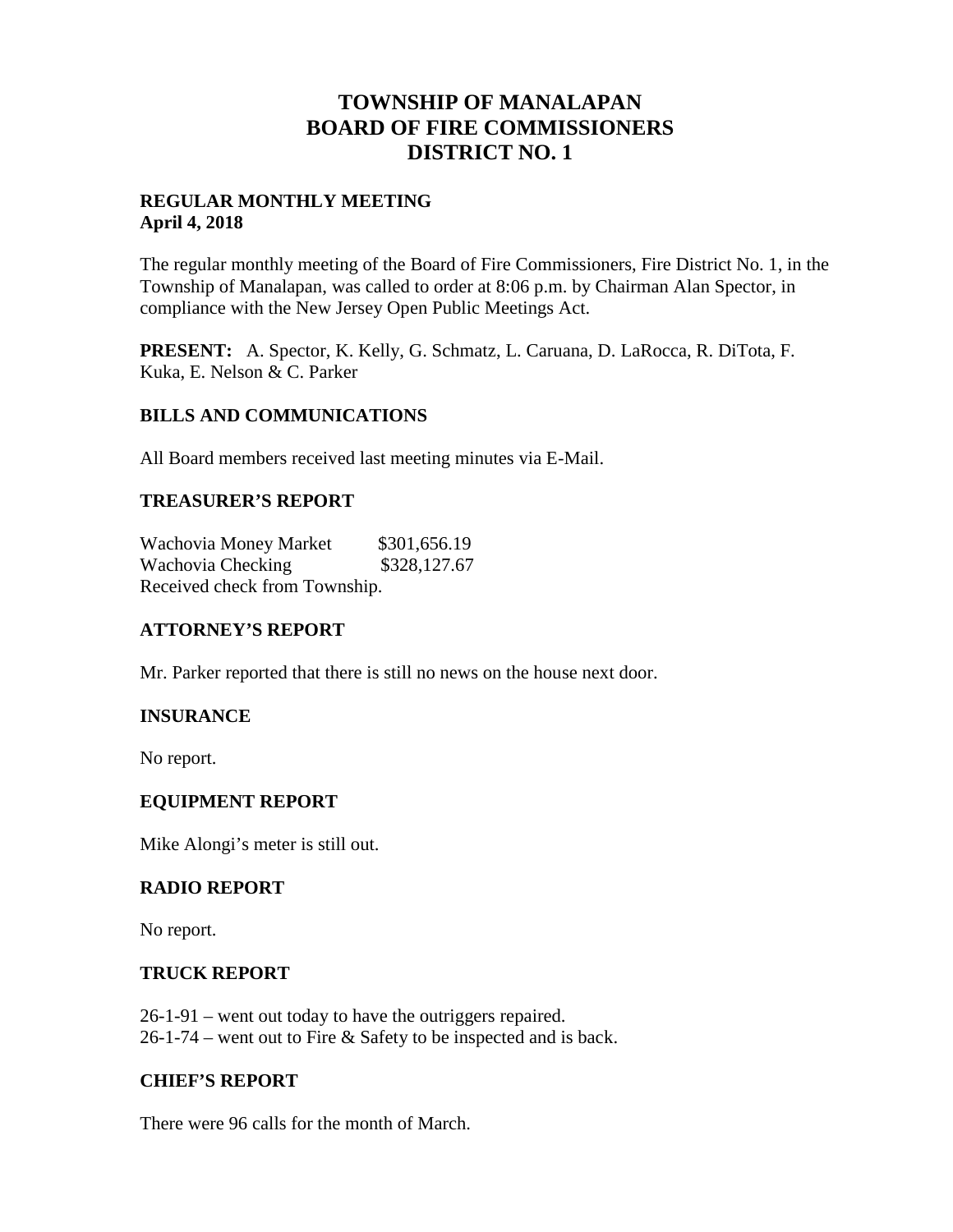# TOWNSHIP OF MANALAPAN
# BOARD OF FIRE COMMISSIONERS
# DISTRICT NO. 1

**REGULAR MONTHLY MEETING**
**April 4, 2018**

The regular monthly meeting of the Board of Fire Commissioners, Fire District No. 1, in the Township of Manalapan, was called to order at 8:06 p.m. by Chairman Alan Spector, in compliance with the New Jersey Open Public Meetings Act.

**PRESENT:** A. Spector, K. Kelly, G. Schmatz, L. Caruana, D. LaRocca, R. DiTota, F. Kuka, E. Nelson & C. Parker

## BILLS AND COMMUNICATIONS

All Board members received last meeting minutes via E-Mail.

## TREASURER'S REPORT

Wachovia Money Market $301,656.19
Wachovia Checking $328,127.67
Received check from Township.

## ATTORNEY'S REPORT

Mr. Parker reported that there is still no news on the house next door.

## INSURANCE

No report.

## EQUIPMENT REPORT

Mike Alongi's meter is still out.

## RADIO REPORT

No report.

## TRUCK REPORT

26-1-91 – went out today to have the outriggers repaired.
26-1-74 – went out to Fire & Safety to be inspected and is back.

## CHIEF'S REPORT

There were 96 calls for the month of March.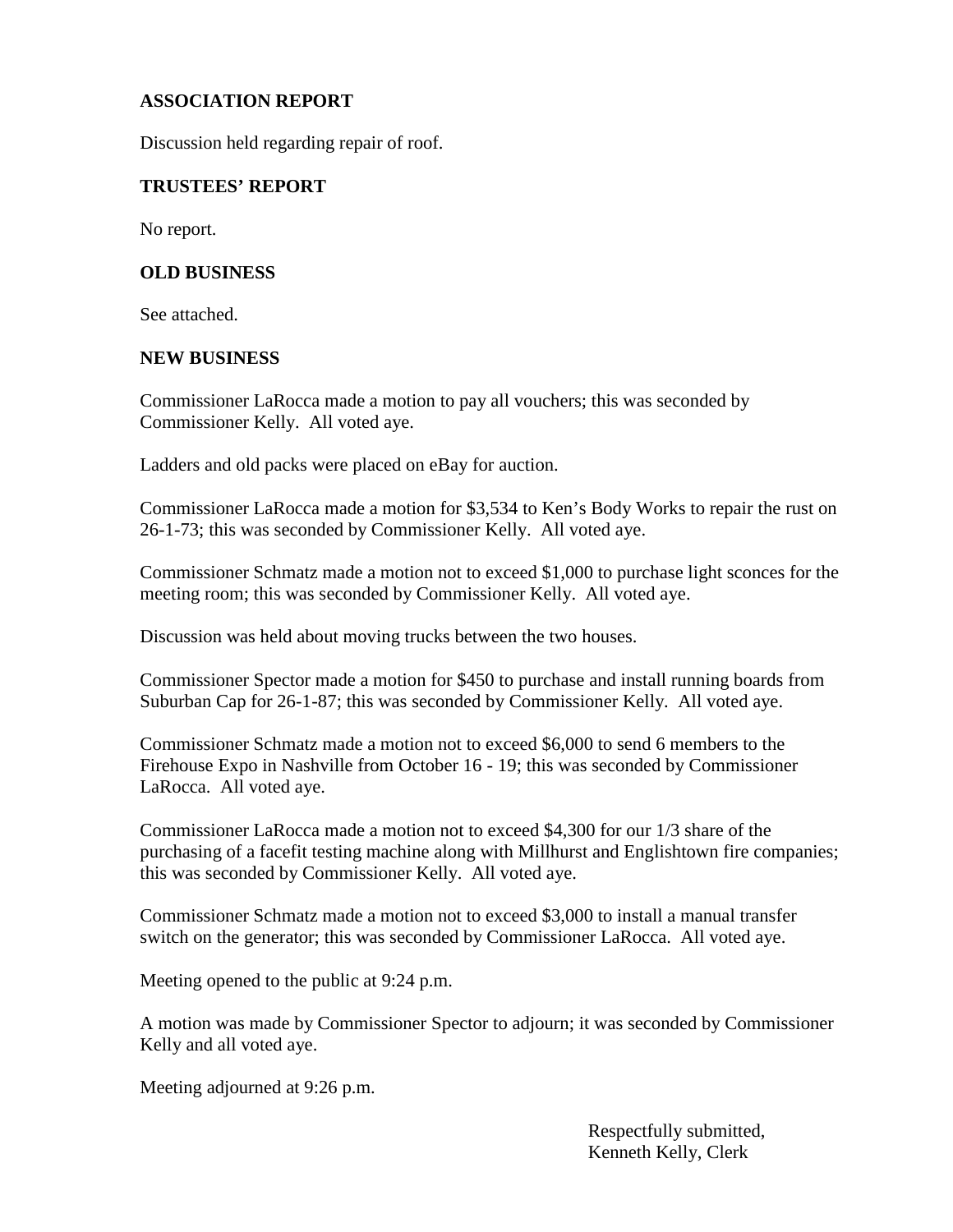## ASSOCIATION REPORT

Discussion held regarding repair of roof.

## TRUSTEES' REPORT

No report.

## OLD BUSINESS

See attached.

## NEW BUSINESS

Commissioner LaRocca made a motion to pay all vouchers; this was seconded by Commissioner Kelly. All voted aye.

Ladders and old packs were placed on eBay for auction.

Commissioner LaRocca made a motion for $3,534 to Ken's Body Works to repair the rust on 26-1-73; this was seconded by Commissioner Kelly. All voted aye.

Commissioner Schmatz made a motion not to exceed $1,000 to purchase light sconces for the meeting room; this was seconded by Commissioner Kelly. All voted aye.

Discussion was held about moving trucks between the two houses.

Commissioner Spector made a motion for $450 to purchase and install running boards from Suburban Cap for 26-1-87; this was seconded by Commissioner Kelly. All voted aye.

Commissioner Schmatz made a motion not to exceed $6,000 to send 6 members to the Firehouse Expo in Nashville from October 16 - 19; this was seconded by Commissioner LaRocca. All voted aye.

Commissioner LaRocca made a motion not to exceed $4,300 for our 1/3 share of the purchasing of a facefit testing machine along with Millhurst and Englishtown fire companies; this was seconded by Commissioner Kelly. All voted aye.

Commissioner Schmatz made a motion not to exceed $3,000 to install a manual transfer switch on the generator; this was seconded by Commissioner LaRocca. All voted aye.

Meeting opened to the public at 9:24 p.m.

A motion was made by Commissioner Spector to adjourn; it was seconded by Commissioner Kelly and all voted aye.

Meeting adjourned at 9:26 p.m.

Respectfully submitted,
Kenneth Kelly, Clerk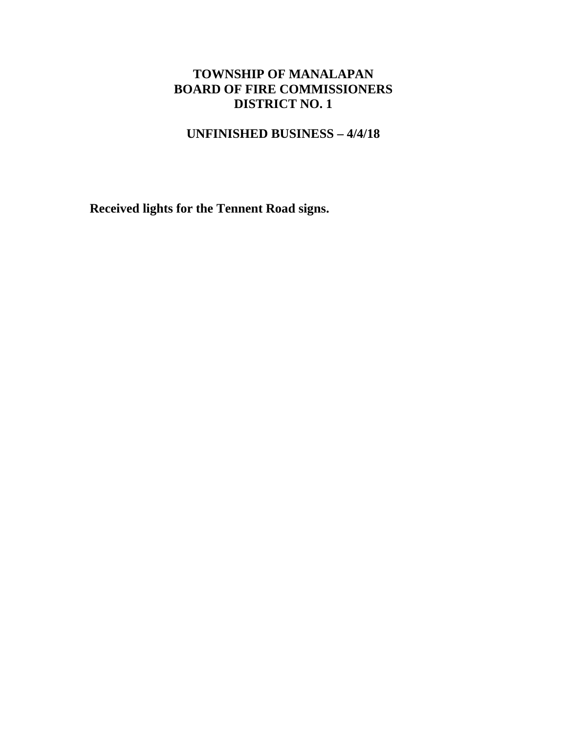# TOWNSHIP OF MANALAPAN
# BOARD OF FIRE COMMISSIONERS
# DISTRICT NO. 1

## UNFINISHED BUSINESS – 4/4/18

**Received lights for the Tennent Road signs.**